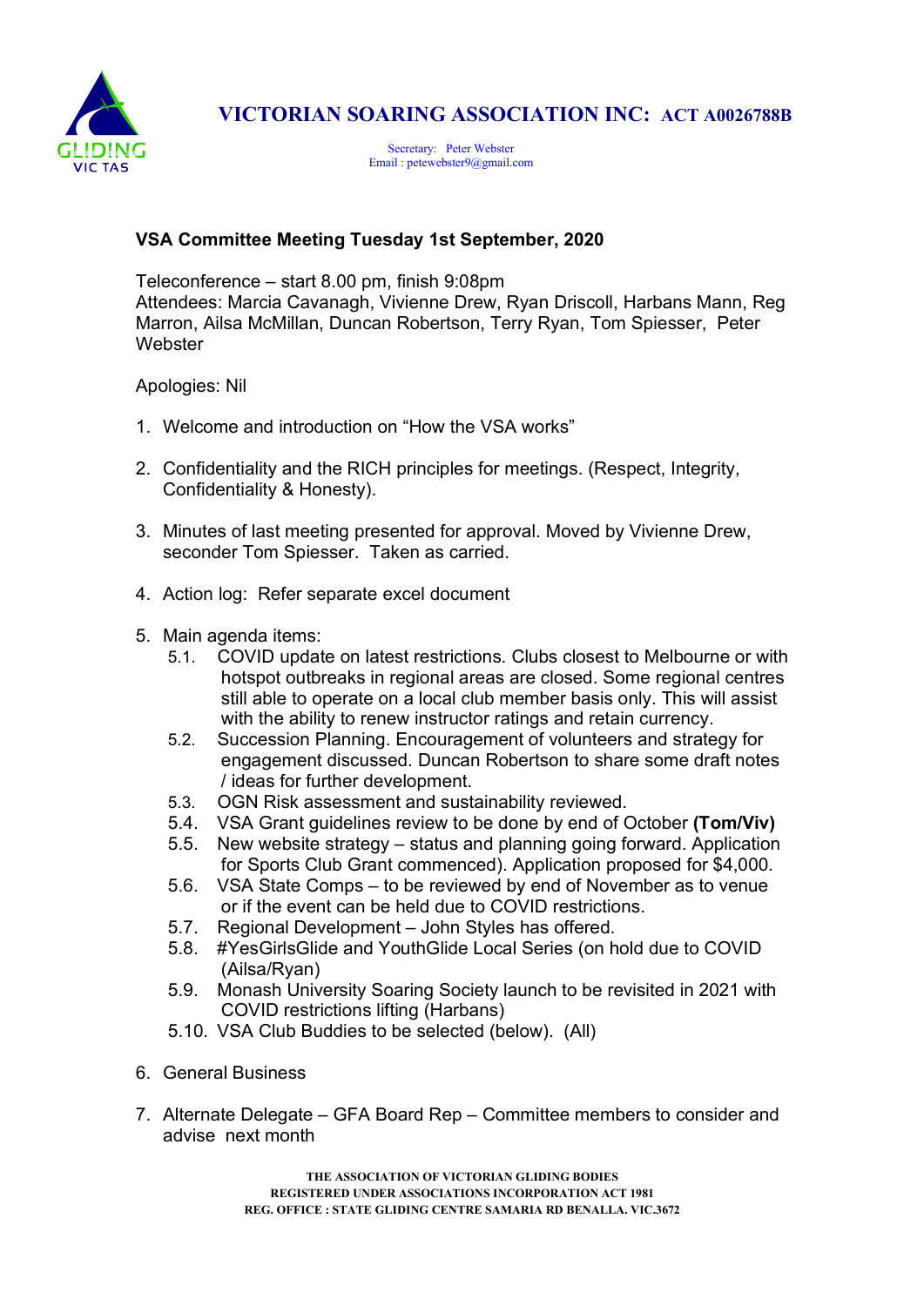# VICTORIAN SOARING ASSOCIATION INC: ACT A0026788B

Secretary: Peter Webster
Email : petewebster9@gmail.com

## VSA Committee Meeting Tuesday 1st September, 2020

Teleconference – start 8.00 pm, finish 9:08pm
Attendees: Marcia Cavanagh, Vivienne Drew, Ryan Driscoll, Harbans Mann, Reg Marron, Ailsa McMillan, Duncan Robertson, Terry Ryan, Tom Spiesser, Peter Webster

Apologies: Nil

1. Welcome and introduction on "How the VSA works"

2. Confidentiality and the RICH principles for meetings. (Respect, Integrity, Confidentiality & Honesty).

3. Minutes of last meeting presented for approval. Moved by Vivienne Drew, seconder Tom Spiesser. Taken as carried.

4. Action log: Refer separate excel document

5. Main agenda items:
   - 5.1. COVID update on latest restrictions. Clubs closest to Melbourne or with hotspot outbreaks in regional areas are closed. Some regional centres still able to operate on a local club member basis only. This will assist with the ability to renew instructor ratings and retain currency.
   - 5.2. Succession Planning. Encouragement of volunteers and strategy for engagement discussed. Duncan Robertson to share some draft notes / ideas for further development.
   - 5.3. OGN Risk assessment and sustainability reviewed.
   - 5.4. VSA Grant guidelines review to be done by end of October **(Tom/Viv)**
   - 5.5. New website strategy – status and planning going forward. Application for Sports Club Grant commenced). Application proposed for $4,000.
   - 5.6. VSA State Comps – to be reviewed by end of November as to venue or if the event can be held due to COVID restrictions.
   - 5.7. Regional Development – John Styles has offered.
   - 5.8. #YesGirlsGlide and YouthGlide Local Series (on hold due to COVID (Ailsa/Ryan)
   - 5.9. Monash University Soaring Society launch to be revisited in 2021 with COVID restrictions lifting (Harbans)
   - 5.10. VSA Club Buddies to be selected (below). (All)

6. General Business

7. Alternate Delegate – GFA Board Rep – Committee members to consider and advise next month

THE ASSOCIATION OF VICTORIAN GLIDING BODIES
REGISTERED UNDER ASSOCIATIONS INCORPORATION ACT 1981
REG. OFFICE : STATE GLIDING CENTRE SAMARIA RD BENALLA. VIC.3672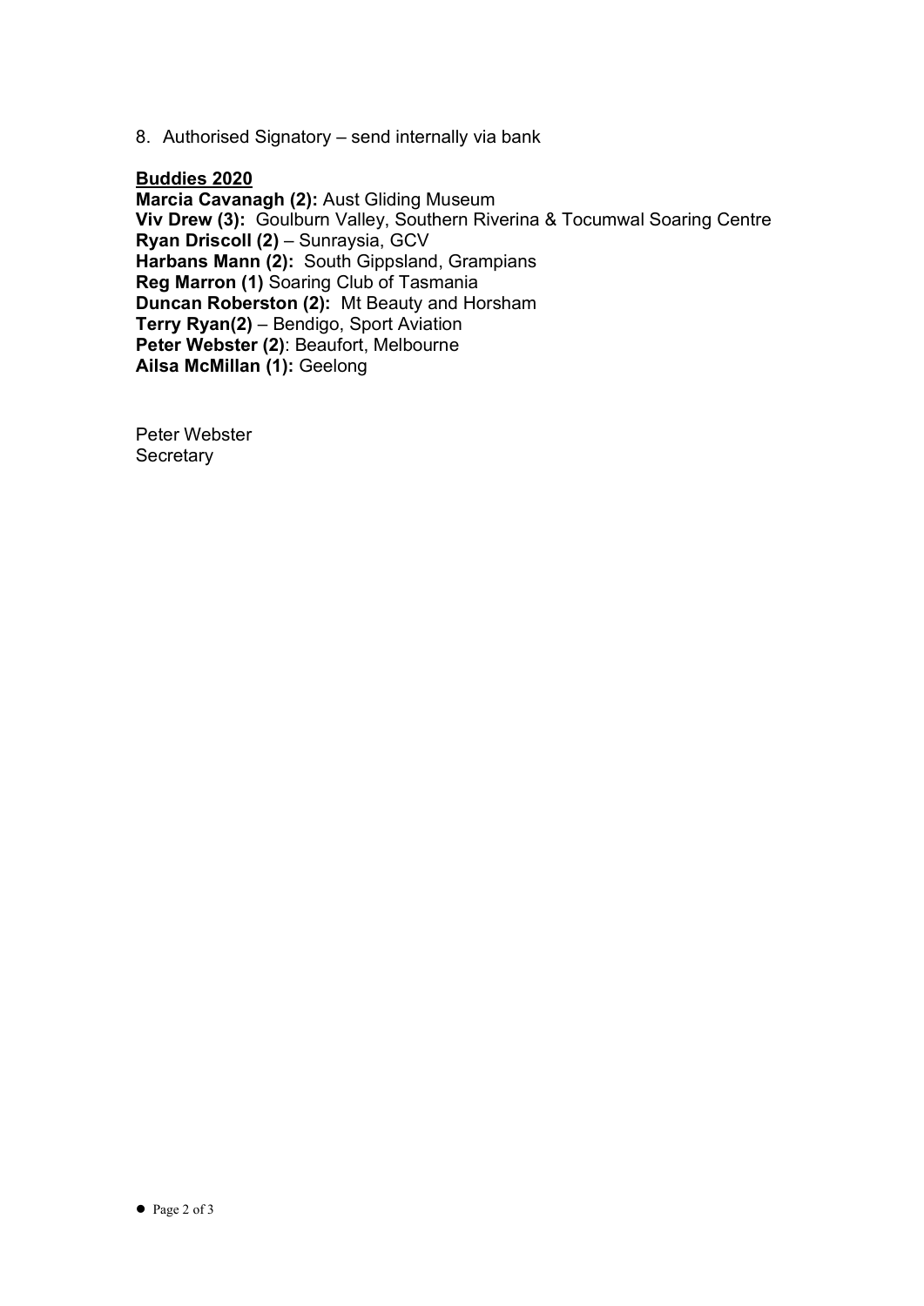8. Authorised Signatory – send internally via bank

**Buddies 2020**

**Marcia Cavanagh (2):** Aust Gliding Museum
**Viv Drew (3):** Goulburn Valley, Southern Riverina & Tocumwal Soaring Centre
**Ryan Driscoll (2)** – Sunraysia, GCV
**Harbans Mann (2):** South Gippsland, Grampians
**Reg Marron (1)** Soaring Club of Tasmania
**Duncan Roberston (2):** Mt Beauty and Horsham
**Terry Ryan(2)** – Bendigo, Sport Aviation
**Peter Webster (2)**: Beaufort, Melbourne
**Ailsa McMillan (1):** Geelong

Peter Webster
Secretary